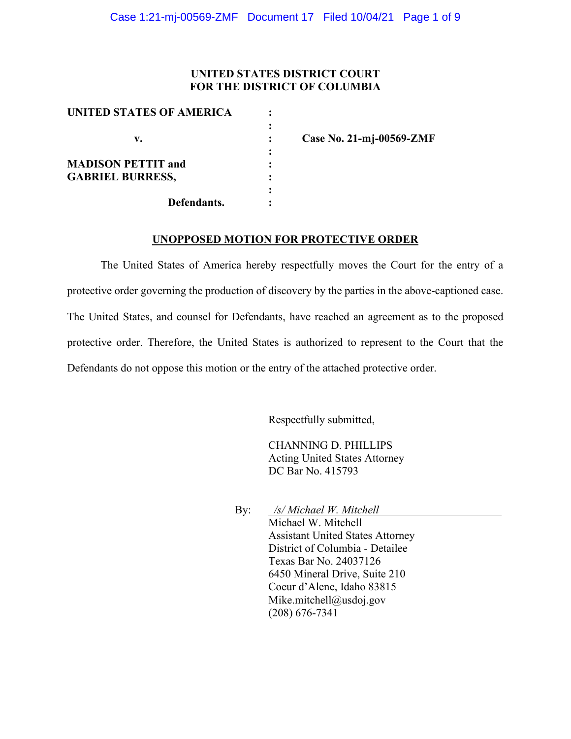**UNITED STATES DISTRICT COURT**
**FOR THE DISTRICT OF COLUMBIA**

| | | |
|---|---|---|
| **UNITED STATES OF AMERICA** | : | |
| | : | |
| **v.** | : | **Case No. 21-mj-00569-ZMF** |
| | : | |
| **MADISON PETTIT and** | : | |
| **GABRIEL BURRESS,** | : | |
| | : | |
| **Defendants.** | : | |

**UNOPPOSED MOTION FOR PROTECTIVE ORDER**

The United States of America hereby respectfully moves the Court for the entry of a protective order governing the production of discovery by the parties in the above-captioned case. The United States, and counsel for Defendants, have reached an agreement as to the proposed protective order. Therefore, the United States is authorized to represent to the Court that the Defendants do not oppose this motion or the entry of the attached protective order.

Respectfully submitted,

CHANNING D. PHILLIPS
Acting United States Attorney
DC Bar No. 415793

By: *\_/s/ Michael W. Mitchell\_*
Michael W. Mitchell
Assistant United States Attorney
District of Columbia - Detailee
Texas Bar No. 24037126
6450 Mineral Drive, Suite 210
Coeur d'Alene, Idaho 83815
Mike.mitchell@usdoj.gov
(208) 676-7341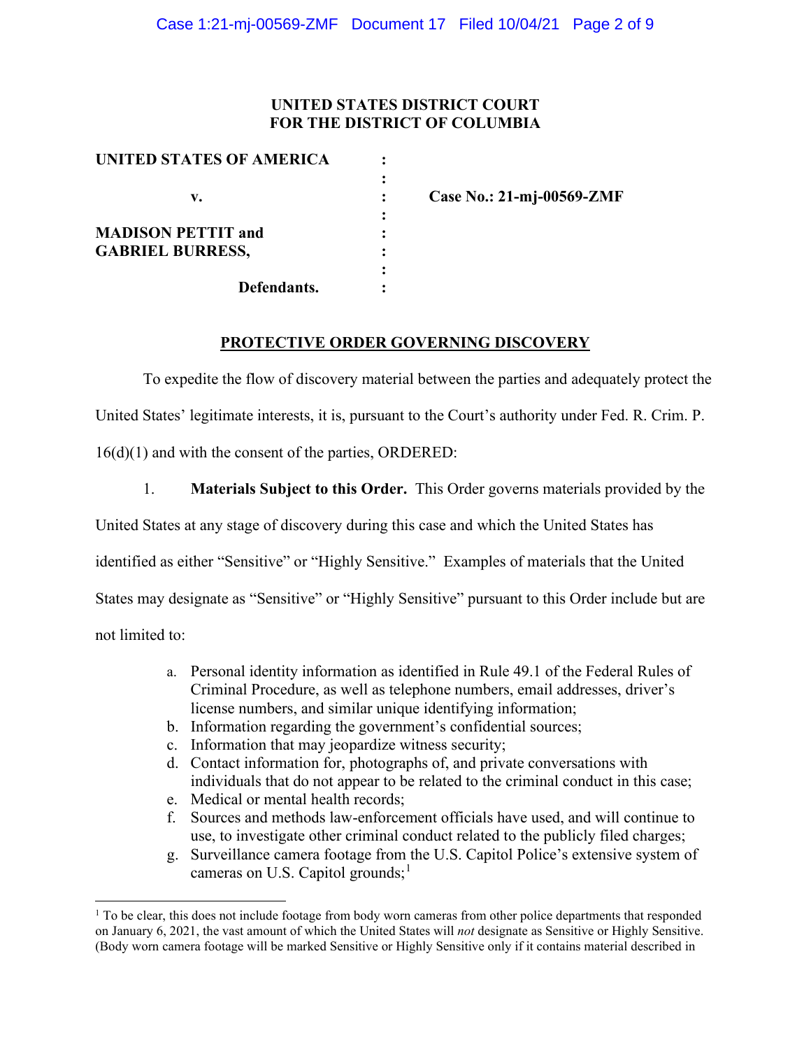**UNITED STATES DISTRICT COURT**
**FOR THE DISTRICT OF COLUMBIA**

| | | |
|---|---|---|
| **UNITED STATES OF AMERICA** | : | |
| | : | |
| **v.** | : | **Case No.: 21-mj-00569-ZMF** |
| | : | |
| **MADISON PETTIT and** | : | |
| **GABRIEL BURRESS,** | : | |
| | : | |
| **Defendants.** | : | |

## PROTECTIVE ORDER GOVERNING DISCOVERY

To expedite the flow of discovery material between the parties and adequately protect the United States' legitimate interests, it is, pursuant to the Court's authority under Fed. R. Crim. P. 16(d)(1) and with the consent of the parties, ORDERED:

1. **Materials Subject to this Order.** This Order governs materials provided by the United States at any stage of discovery during this case and which the United States has identified as either "Sensitive" or "Highly Sensitive." Examples of materials that the United States may designate as "Sensitive" or "Highly Sensitive" pursuant to this Order include but are not limited to:

   a. Personal identity information as identified in Rule 49.1 of the Federal Rules of Criminal Procedure, as well as telephone numbers, email addresses, driver's license numbers, and similar unique identifying information;
   b. Information regarding the government's confidential sources;
   c. Information that may jeopardize witness security;
   d. Contact information for, photographs of, and private conversations with individuals that do not appear to be related to the criminal conduct in this case;
   e. Medical or mental health records;
   f. Sources and methods law-enforcement officials have used, and will continue to use, to investigate other criminal conduct related to the publicly filed charges;
   g. Surveillance camera footage from the U.S. Capitol Police's extensive system of cameras on U.S. Capitol grounds;[1]

[1] To be clear, this does not include footage from body worn cameras from other police departments that responded on January 6, 2021, the vast amount of which the United States will *not* designate as Sensitive or Highly Sensitive. (Body worn camera footage will be marked Sensitive or Highly Sensitive only if it contains material described in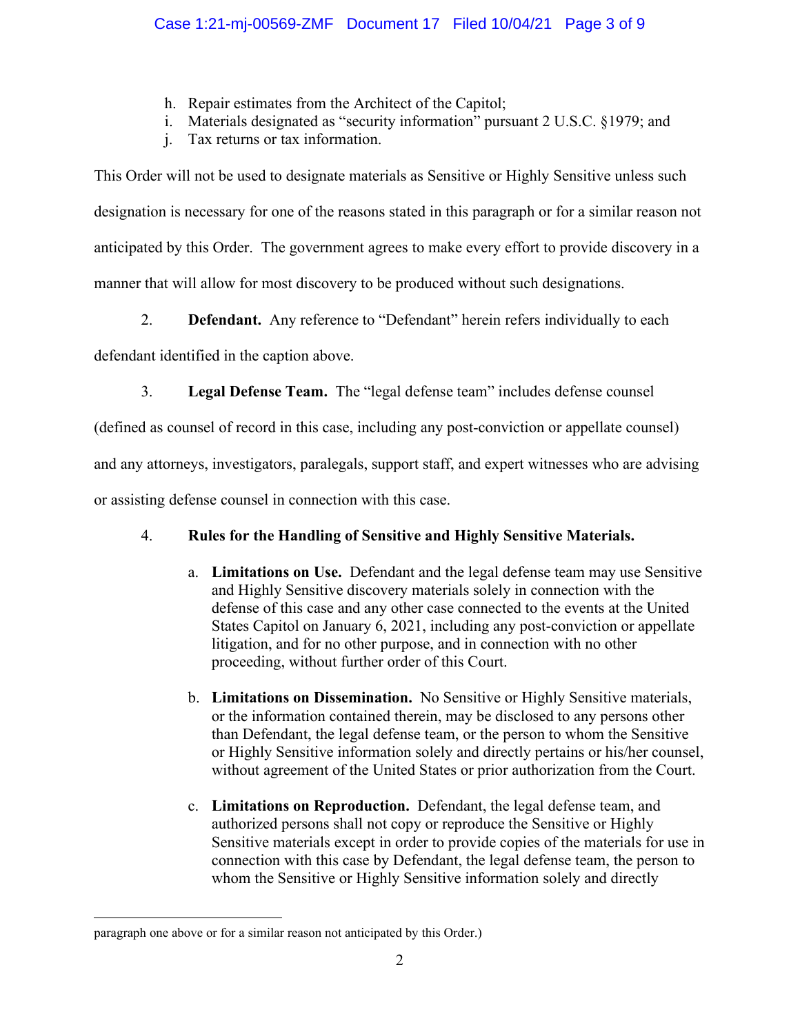h. Repair estimates from the Architect of the Capitol;
i. Materials designated as "security information" pursuant 2 U.S.C. §1979; and
j. Tax returns or tax information.

This Order will not be used to designate materials as Sensitive or Highly Sensitive unless such designation is necessary for one of the reasons stated in this paragraph or for a similar reason not anticipated by this Order. The government agrees to make every effort to provide discovery in a manner that will allow for most discovery to be produced without such designations.

2. **Defendant.** Any reference to "Defendant" herein refers individually to each defendant identified in the caption above.

3. **Legal Defense Team.** The "legal defense team" includes defense counsel (defined as counsel of record in this case, including any post-conviction or appellate counsel) and any attorneys, investigators, paralegals, support staff, and expert witnesses who are advising or assisting defense counsel in connection with this case.

4. **Rules for the Handling of Sensitive and Highly Sensitive Materials.**

   a. **Limitations on Use.** Defendant and the legal defense team may use Sensitive and Highly Sensitive discovery materials solely in connection with the defense of this case and any other case connected to the events at the United States Capitol on January 6, 2021, including any post-conviction or appellate litigation, and for no other purpose, and in connection with no other proceeding, without further order of this Court.

   b. **Limitations on Dissemination.** No Sensitive or Highly Sensitive materials, or the information contained therein, may be disclosed to any persons other than Defendant, the legal defense team, or the person to whom the Sensitive or Highly Sensitive information solely and directly pertains or his/her counsel, without agreement of the United States or prior authorization from the Court.

   c. **Limitations on Reproduction.** Defendant, the legal defense team, and authorized persons shall not copy or reproduce the Sensitive or Highly Sensitive materials except in order to provide copies of the materials for use in connection with this case by Defendant, the legal defense team, the person to whom the Sensitive or Highly Sensitive information solely and directly

---

paragraph one above or for a similar reason not anticipated by this Order.)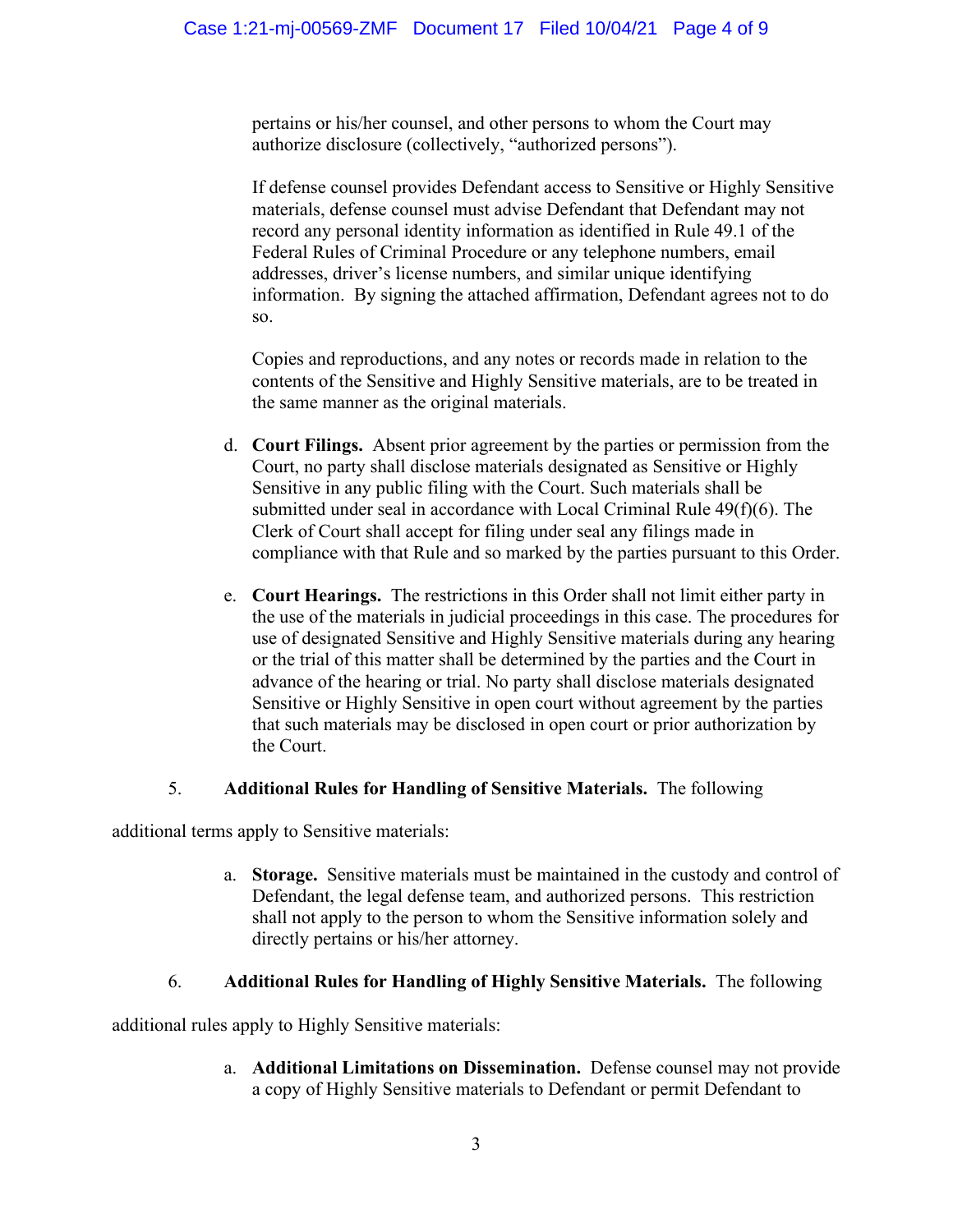pertains or his/her counsel, and other persons to whom the Court may authorize disclosure (collectively, "authorized persons").

If defense counsel provides Defendant access to Sensitive or Highly Sensitive materials, defense counsel must advise Defendant that Defendant may not record any personal identity information as identified in Rule 49.1 of the Federal Rules of Criminal Procedure or any telephone numbers, email addresses, driver's license numbers, and similar unique identifying information. By signing the attached affirmation, Defendant agrees not to do so.

Copies and reproductions, and any notes or records made in relation to the contents of the Sensitive and Highly Sensitive materials, are to be treated in the same manner as the original materials.

d. **Court Filings.** Absent prior agreement by the parties or permission from the Court, no party shall disclose materials designated as Sensitive or Highly Sensitive in any public filing with the Court. Such materials shall be submitted under seal in accordance with Local Criminal Rule 49(f)(6). The Clerk of Court shall accept for filing under seal any filings made in compliance with that Rule and so marked by the parties pursuant to this Order.

e. **Court Hearings.** The restrictions in this Order shall not limit either party in the use of the materials in judicial proceedings in this case. The procedures for use of designated Sensitive and Highly Sensitive materials during any hearing or the trial of this matter shall be determined by the parties and the Court in advance of the hearing or trial. No party shall disclose materials designated Sensitive or Highly Sensitive in open court without agreement by the parties that such materials may be disclosed in open court or prior authorization by the Court.

5. **Additional Rules for Handling of Sensitive Materials.** The following additional terms apply to Sensitive materials:

a. **Storage.** Sensitive materials must be maintained in the custody and control of Defendant, the legal defense team, and authorized persons. This restriction shall not apply to the person to whom the Sensitive information solely and directly pertains or his/her attorney.

6. **Additional Rules for Handling of Highly Sensitive Materials.** The following additional rules apply to Highly Sensitive materials:

a. **Additional Limitations on Dissemination.** Defense counsel may not provide a copy of Highly Sensitive materials to Defendant or permit Defendant to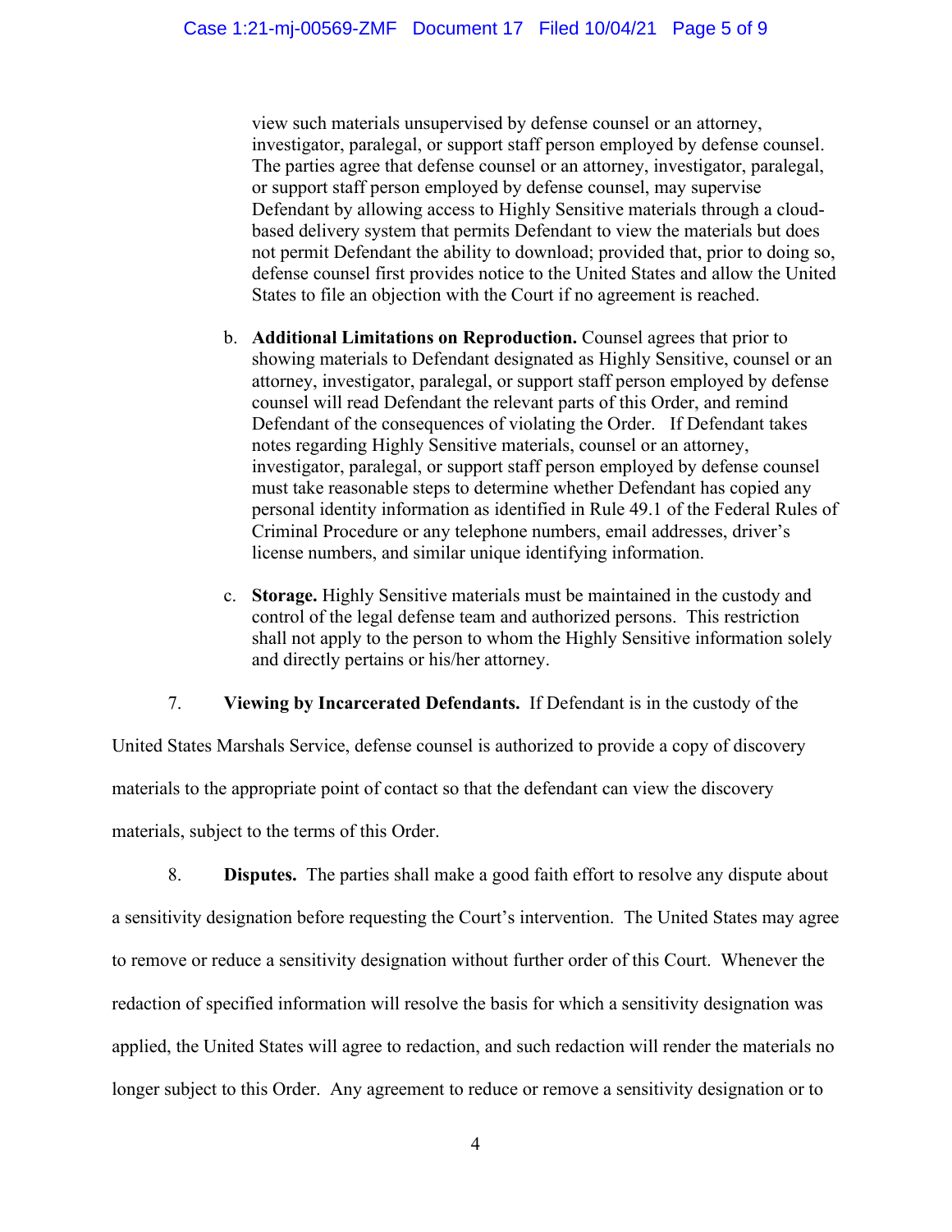view such materials unsupervised by defense counsel or an attorney, investigator, paralegal, or support staff person employed by defense counsel. The parties agree that defense counsel or an attorney, investigator, paralegal, or support staff person employed by defense counsel, may supervise Defendant by allowing access to Highly Sensitive materials through a cloud-based delivery system that permits Defendant to view the materials but does not permit Defendant the ability to download; provided that, prior to doing so, defense counsel first provides notice to the United States and allow the United States to file an objection with the Court if no agreement is reached.

b. **Additional Limitations on Reproduction.** Counsel agrees that prior to showing materials to Defendant designated as Highly Sensitive, counsel or an attorney, investigator, paralegal, or support staff person employed by defense counsel will read Defendant the relevant parts of this Order, and remind Defendant of the consequences of violating the Order. If Defendant takes notes regarding Highly Sensitive materials, counsel or an attorney, investigator, paralegal, or support staff person employed by defense counsel must take reasonable steps to determine whether Defendant has copied any personal identity information as identified in Rule 49.1 of the Federal Rules of Criminal Procedure or any telephone numbers, email addresses, driver's license numbers, and similar unique identifying information.

c. **Storage.** Highly Sensitive materials must be maintained in the custody and control of the legal defense team and authorized persons. This restriction shall not apply to the person to whom the Highly Sensitive information solely and directly pertains or his/her attorney.

7. **Viewing by Incarcerated Defendants.** If Defendant is in the custody of the United States Marshals Service, defense counsel is authorized to provide a copy of discovery materials to the appropriate point of contact so that the defendant can view the discovery materials, subject to the terms of this Order.

8. **Disputes.** The parties shall make a good faith effort to resolve any dispute about a sensitivity designation before requesting the Court's intervention. The United States may agree to remove or reduce a sensitivity designation without further order of this Court. Whenever the redaction of specified information will resolve the basis for which a sensitivity designation was applied, the United States will agree to redaction, and such redaction will render the materials no longer subject to this Order. Any agreement to reduce or remove a sensitivity designation or to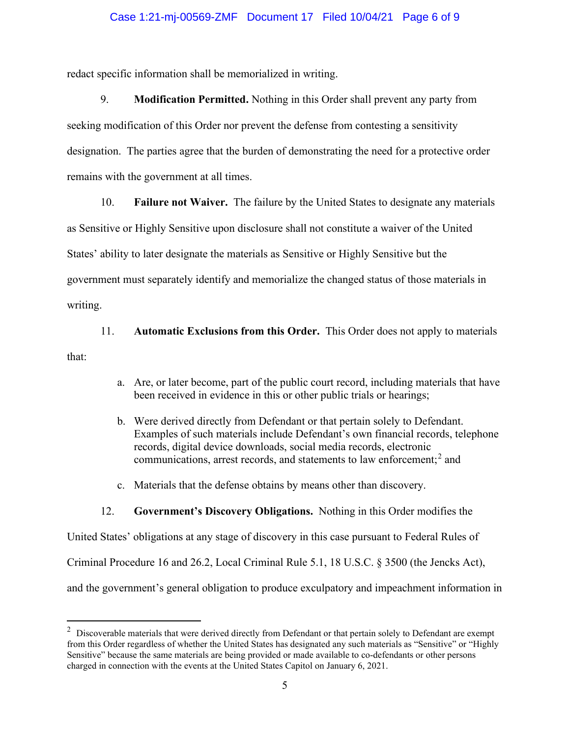redact specific information shall be memorialized in writing.

9. **Modification Permitted.** Nothing in this Order shall prevent any party from seeking modification of this Order nor prevent the defense from contesting a sensitivity designation. The parties agree that the burden of demonstrating the need for a protective order remains with the government at all times.

10. **Failure not Waiver.** The failure by the United States to designate any materials as Sensitive or Highly Sensitive upon disclosure shall not constitute a waiver of the United States' ability to later designate the materials as Sensitive or Highly Sensitive but the government must separately identify and memorialize the changed status of those materials in writing.

11. **Automatic Exclusions from this Order.** This Order does not apply to materials that:

   a. Are, or later become, part of the public court record, including materials that have been received in evidence in this or other public trials or hearings;

   b. Were derived directly from Defendant or that pertain solely to Defendant. Examples of such materials include Defendant's own financial records, telephone records, digital device downloads, social media records, electronic communications, arrest records, and statements to law enforcement;[2] and

   c. Materials that the defense obtains by means other than discovery.

12. **Government's Discovery Obligations.** Nothing in this Order modifies the United States' obligations at any stage of discovery in this case pursuant to Federal Rules of Criminal Procedure 16 and 26.2, Local Criminal Rule 5.1, 18 U.S.C. § 3500 (the Jencks Act), and the government's general obligation to produce exculpatory and impeachment information in

---

[2] Discoverable materials that were derived directly from Defendant or that pertain solely to Defendant are exempt from this Order regardless of whether the United States has designated any such materials as "Sensitive" or "Highly Sensitive" because the same materials are being provided or made available to co-defendants or other persons charged in connection with the events at the United States Capitol on January 6, 2021.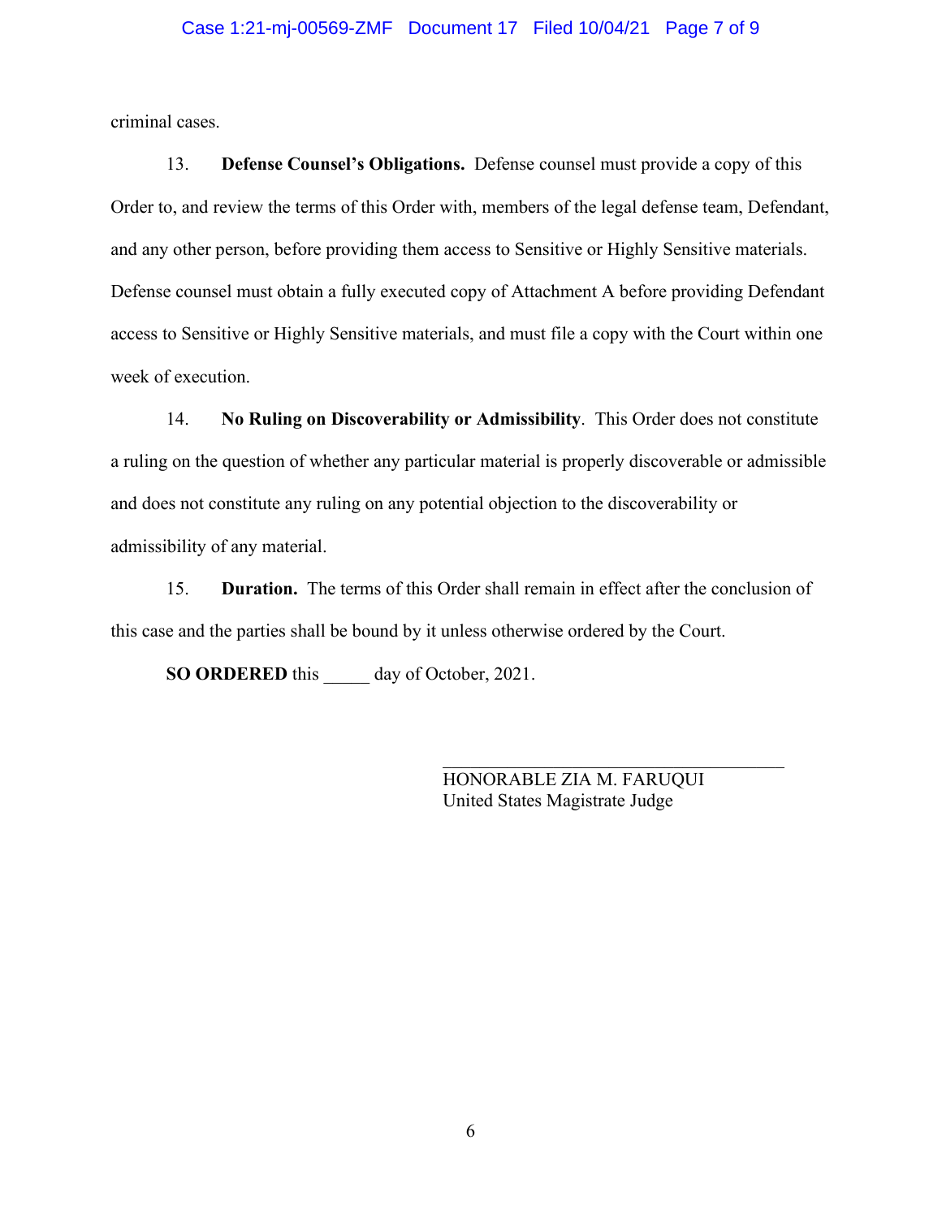criminal cases.

13. **Defense Counsel's Obligations.** Defense counsel must provide a copy of this Order to, and review the terms of this Order with, members of the legal defense team, Defendant, and any other person, before providing them access to Sensitive or Highly Sensitive materials. Defense counsel must obtain a fully executed copy of Attachment A before providing Defendant access to Sensitive or Highly Sensitive materials, and must file a copy with the Court within one week of execution.

14. **No Ruling on Discoverability or Admissibility**. This Order does not constitute a ruling on the question of whether any particular material is properly discoverable or admissible and does not constitute any ruling on any potential objection to the discoverability or admissibility of any material.

15. **Duration.** The terms of this Order shall remain in effect after the conclusion of this case and the parties shall be bound by it unless otherwise ordered by the Court.

**SO ORDERED** this _____ day of October, 2021.

___________________________________
HONORABLE ZIA M. FARUQUI
United States Magistrate Judge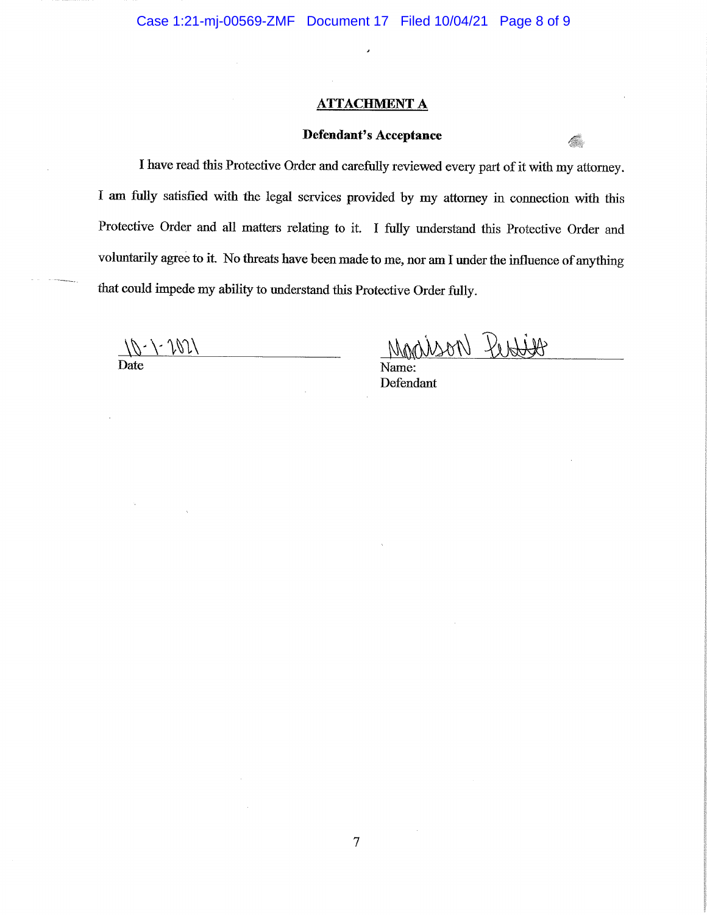## ATTACHMENT A

**Defendant's Acceptance**

I have read this Protective Order and carefully reviewed every part of it with my attorney. I am fully satisfied with the legal services provided by my attorney in connection with this Protective Order and all matters relating to it. I fully understand this Protective Order and voluntarily agree to it. No threats have been made to me, nor am I under the influence of anything that could impede my ability to understand this Protective Order fully.

10-1-2021
Date

Madison Pettit
Name:
Defendant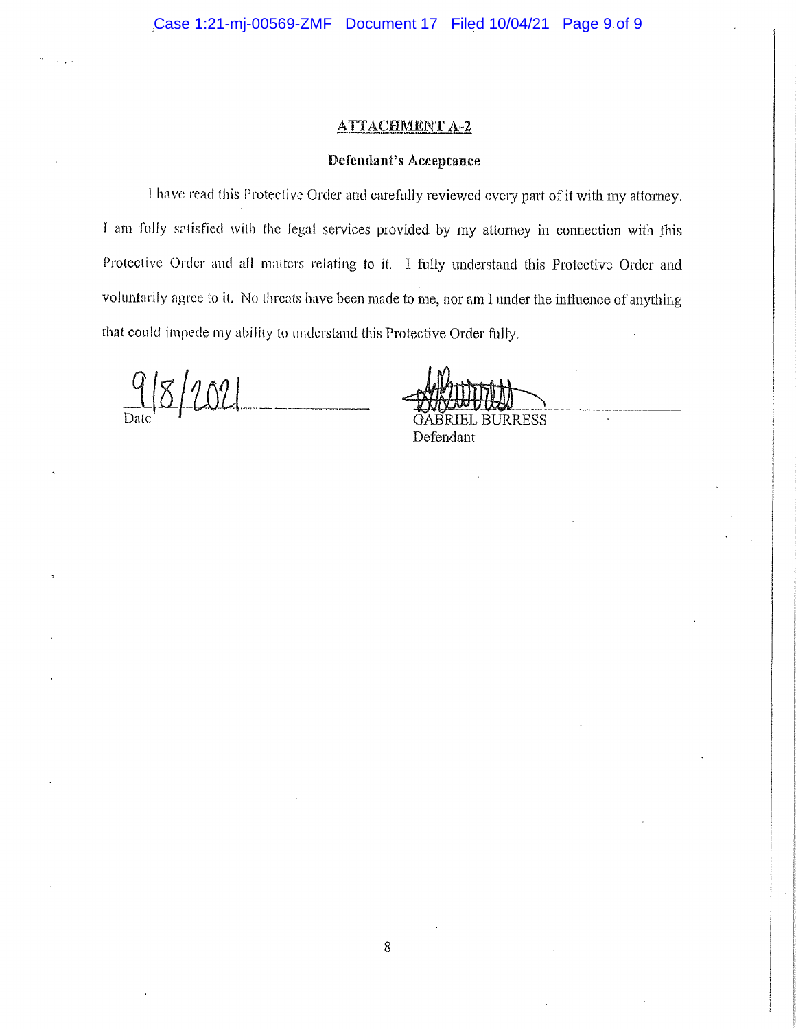## ATTACHMENT A-2

**Defendant's Acceptance**

I have read this Protective Order and carefully reviewed every part of it with my attorney. I am fully satisfied with the legal services provided by my attorney in connection with this Protective Order and all matters relating to it. I fully understand this Protective Order and voluntarily agree to it. No threats have been made to me, nor am I under the influence of anything that could impede my ability to understand this Protective Order fully.

9/8/2021
Date

[signature]
GABRIEL BURRESS
Defendant